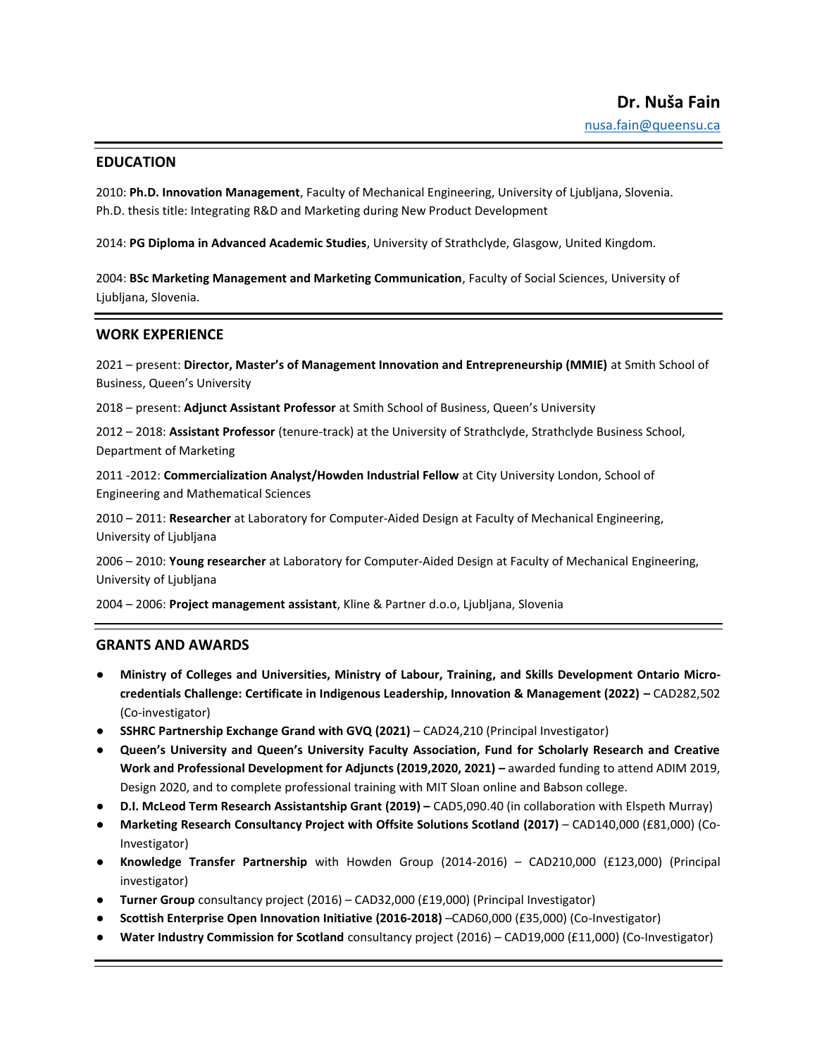# Dr. Nuša Fain

nusa.fain@queensu.ca

## EDUCATION

2010: **Ph.D. Innovation Management**, Faculty of Mechanical Engineering, University of Ljubljana, Slovenia. Ph.D. thesis title: Integrating R&D and Marketing during New Product Development

2014: **PG Diploma in Advanced Academic Studies**, University of Strathclyde, Glasgow, United Kingdom.

2004: **BSc Marketing Management and Marketing Communication**, Faculty of Social Sciences, University of Ljubljana, Slovenia.

## WORK EXPERIENCE

2021 – present: **Director, Master's of Management Innovation and Entrepreneurship (MMIE)** at Smith School of Business, Queen's University

2018 – present: **Adjunct Assistant Professor** at Smith School of Business, Queen's University

2012 – 2018: **Assistant Professor** (tenure-track) at the University of Strathclyde, Strathclyde Business School, Department of Marketing

2011 -2012: **Commercialization Analyst/Howden Industrial Fellow** at City University London, School of Engineering and Mathematical Sciences

2010 – 2011: **Researcher** at Laboratory for Computer-Aided Design at Faculty of Mechanical Engineering, University of Ljubljana

2006 – 2010: **Young researcher** at Laboratory for Computer-Aided Design at Faculty of Mechanical Engineering, University of Ljubljana

2004 – 2006: **Project management assistant**, Kline & Partner d.o.o, Ljubljana, Slovenia

## GRANTS AND AWARDS

- **Ministry of Colleges and Universities, Ministry of Labour, Training, and Skills Development Ontario Micro-credentials Challenge: Certificate in Indigenous Leadership, Innovation & Management (2022) –** CAD282,502 (Co-investigator)
- **SSHRC Partnership Exchange Grand with GVQ (2021)** – CAD24,210 (Principal Investigator)
- **Queen's University and Queen's University Faculty Association, Fund for Scholarly Research and Creative Work and Professional Development for Adjuncts (2019,2020, 2021) –** awarded funding to attend ADIM 2019, Design 2020, and to complete professional training with MIT Sloan online and Babson college.
- **D.I. McLeod Term Research Assistantship Grant (2019) –** CAD5,090.40 (in collaboration with Elspeth Murray)
- **Marketing Research Consultancy Project with Offsite Solutions Scotland (2017)** – CAD140,000 (£81,000) (Co-Investigator)
- **Knowledge Transfer Partnership** with Howden Group (2014-2016) – CAD210,000 (£123,000) (Principal investigator)
- **Turner Group** consultancy project (2016) – CAD32,000 (£19,000) (Principal Investigator)
- **Scottish Enterprise Open Innovation Initiative (2016-2018)** –CAD60,000 (£35,000) (Co-Investigator)
- **Water Industry Commission for Scotland** consultancy project (2016) – CAD19,000 (£11,000) (Co-Investigator)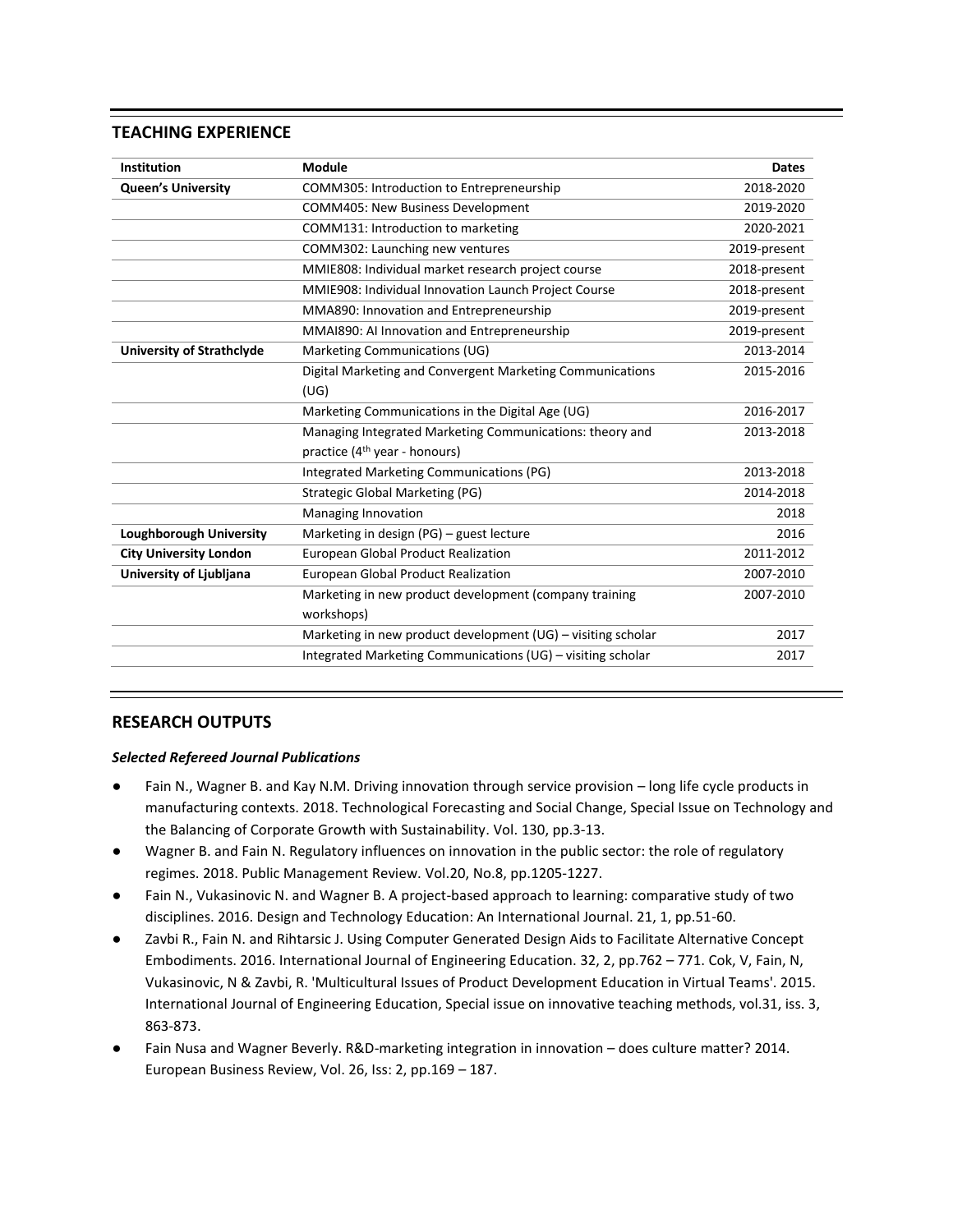## TEACHING EXPERIENCE

| Institution | Module | Dates |
|---|---|---|
| **Queen's University** | COMM305: Introduction to Entrepreneurship | 2018-2020 |
| | COMM405: New Business Development | 2019-2020 |
| | COMM131: Introduction to marketing | 2020-2021 |
| | COMM302: Launching new ventures | 2019-present |
| | MMIE808: Individual market research project course | 2018-present |
| | MMIE908: Individual Innovation Launch Project Course | 2018-present |
| | MMA890: Innovation and Entrepreneurship | 2019-present |
| | MMAI890: AI Innovation and Entrepreneurship | 2019-present |
| **University of Strathclyde** | Marketing Communications (UG) | 2013-2014 |
| | Digital Marketing and Convergent Marketing Communications (UG) | 2015-2016 |
| | Marketing Communications in the Digital Age (UG) | 2016-2017 |
| | Managing Integrated Marketing Communications: theory and practice (4th year - honours) | 2013-2018 |
| | Integrated Marketing Communications (PG) | 2013-2018 |
| | Strategic Global Marketing (PG) | 2014-2018 |
| | Managing Innovation | 2018 |
| **Loughborough University** | Marketing in design (PG) – guest lecture | 2016 |
| **City University London** | European Global Product Realization | 2011-2012 |
| **University of Ljubljana** | European Global Product Realization | 2007-2010 |
| | Marketing in new product development (company training workshops) | 2007-2010 |
| | Marketing in new product development (UG) – visiting scholar | 2017 |
| | Integrated Marketing Communications (UG) – visiting scholar | 2017 |

## RESEARCH OUTPUTS

***Selected Refereed Journal Publications***

- Fain N., Wagner B. and Kay N.M. Driving innovation through service provision – long life cycle products in manufacturing contexts. 2018. Technological Forecasting and Social Change, Special Issue on Technology and the Balancing of Corporate Growth with Sustainability. Vol. 130, pp.3-13.
- Wagner B. and Fain N. Regulatory influences on innovation in the public sector: the role of regulatory regimes. 2018. Public Management Review. Vol.20, No.8, pp.1205-1227.
- Fain N., Vukasinovic N. and Wagner B. A project-based approach to learning: comparative study of two disciplines. 2016. Design and Technology Education: An International Journal. 21, 1, pp.51-60.
- Zavbi R., Fain N. and Rihtarsic J. Using Computer Generated Design Aids to Facilitate Alternative Concept Embodiments. 2016. International Journal of Engineering Education. 32, 2, pp.762 – 771. Cok, V, Fain, N, Vukasinovic, N & Zavbi, R. 'Multicultural Issues of Product Development Education in Virtual Teams'. 2015. International Journal of Engineering Education, Special issue on innovative teaching methods, vol.31, iss. 3, 863-873.
- Fain Nusa and Wagner Beverly. R&D-marketing integration in innovation – does culture matter? 2014. European Business Review, Vol. 26, Iss: 2, pp.169 – 187.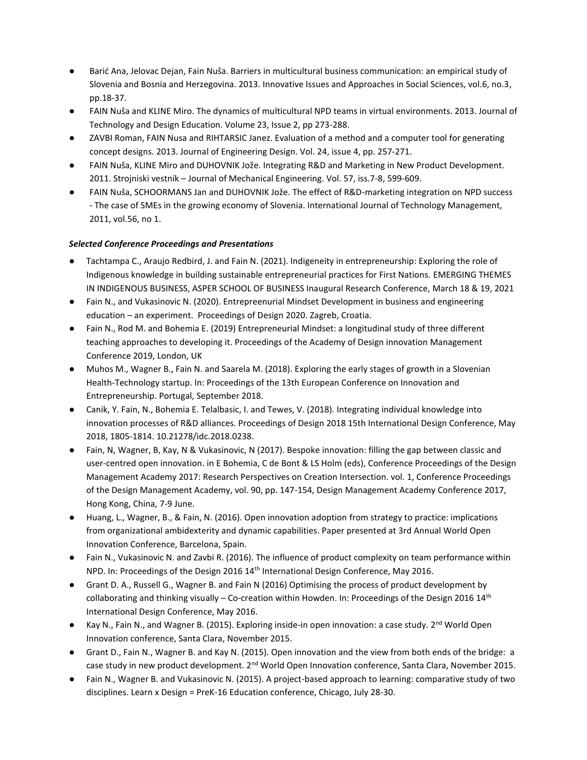- Barić Ana, Jelovac Dejan, Fain Nuša. Barriers in multicultural business communication: an empirical study of Slovenia and Bosnia and Herzegovina. 2013. Innovative Issues and Approaches in Social Sciences, vol.6, no.3, pp.18-37.
- FAIN Nuša and KLINE Miro. The dynamics of multicultural NPD teams in virtual environments. 2013. Journal of Technology and Design Education. Volume 23, Issue 2, pp 273-288.
- ZAVBI Roman, FAIN Nusa and RIHTARSIC Janez. Evaluation of a method and a computer tool for generating concept designs. 2013. Journal of Engineering Design. Vol. 24, issue 4, pp. 257-271.
- FAIN Nuša, KLINE Miro and DUHOVNIK Jože. Integrating R&D and Marketing in New Product Development. 2011. Strojniski vestnik – Journal of Mechanical Engineering. Vol. 57, iss.7-8, 599-609.
- FAIN Nuša, SCHOORMANS Jan and DUHOVNIK Jože. The effect of R&D-marketing integration on NPD success - The case of SMEs in the growing economy of Slovenia. International Journal of Technology Management, 2011, vol.56, no 1.

***Selected Conference Proceedings and Presentations***

- Tachtampa C., Araujo Redbird, J. and Fain N. (2021). Indigeneity in entrepreneurship: Exploring the role of Indigenous knowledge in building sustainable entrepreneurial practices for First Nations. EMERGING THEMES IN INDIGENOUS BUSINESS, ASPER SCHOOL OF BUSINESS Inaugural Research Conference, March 18 & 19, 2021
- Fain N., and Vukasinovic N. (2020). Entrepreenurial Mindset Development in business and engineering education – an experiment. Proceedings of Design 2020. Zagreb, Croatia.
- Fain N., Rod M. and Bohemia E. (2019) Entrepreneurial Mindset: a longitudinal study of three different teaching approaches to developing it. Proceedings of the Academy of Design innovation Management Conference 2019, London, UK
- Muhos M., Wagner B., Fain N. and Saarela M. (2018). Exploring the early stages of growth in a Slovenian Health-Technology startup. In: Proceedings of the 13th European Conference on Innovation and Entrepreneurship. Portugal, September 2018.
- Canik, Y. Fain, N., Bohemia E. Telalbasic, I. and Tewes, V. (2018). Integrating individual knowledge into innovation processes of R&D alliances. Proceedings of Design 2018 15th International Design Conference, May 2018, 1805-1814. 10.21278/idc.2018.0238.
- Fain, N, Wagner, B, Kay, N & Vukasinovic, N (2017). Bespoke innovation: filling the gap between classic and user-centred open innovation. in E Bohemia, C de Bont & LS Holm (eds), Conference Proceedings of the Design Management Academy 2017: Research Perspectives on Creation Intersection. vol. 1, Conference Proceedings of the Design Management Academy, vol. 90, pp. 147-154, Design Management Academy Conference 2017, Hong Kong, China, 7-9 June.
- Huang, L., Wagner, B., & Fain, N. (2016). Open innovation adoption from strategy to practice: implications from organizational ambidexterity and dynamic capabilities. Paper presented at 3rd Annual World Open Innovation Conference, Barcelona, Spain.
- Fain N., Vukasinovic N. and Zavbi R. (2016). The influence of product complexity on team performance within NPD. In: Proceedings of the Design 2016 14th International Design Conference, May 2016.
- Grant D. A., Russell G., Wagner B. and Fain N (2016) Optimising the process of product development by collaborating and thinking visually – Co-creation within Howden. In: Proceedings of the Design 2016 14th International Design Conference, May 2016.
- Kay N., Fain N., and Wagner B. (2015). Exploring inside-in open innovation: a case study. 2nd World Open Innovation conference, Santa Clara, November 2015.
- Grant D., Fain N., Wagner B. and Kay N. (2015). Open innovation and the view from both ends of the bridge: a case study in new product development. 2nd World Open Innovation conference, Santa Clara, November 2015.
- Fain N., Wagner B. and Vukasinovic N. (2015). A project-based approach to learning: comparative study of two disciplines. Learn x Design = PreK-16 Education conference, Chicago, July 28-30.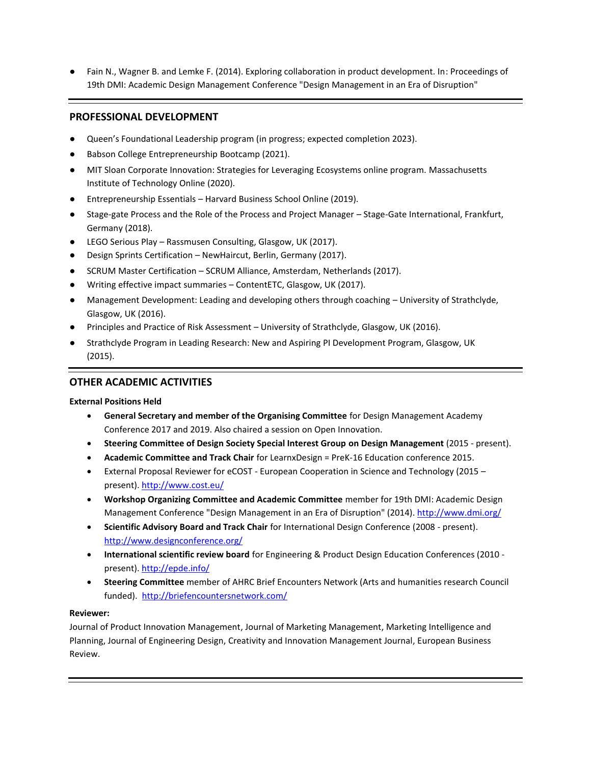- Fain N., Wagner B. and Lemke F. (2014). Exploring collaboration in product development. In: Proceedings of 19th DMI: Academic Design Management Conference "Design Management in an Era of Disruption"

## PROFESSIONAL DEVELOPMENT

- Queen's Foundational Leadership program (in progress; expected completion 2023).
- Babson College Entrepreneurship Bootcamp (2021).
- MIT Sloan Corporate Innovation: Strategies for Leveraging Ecosystems online program. Massachusetts Institute of Technology Online (2020).
- Entrepreneurship Essentials – Harvard Business School Online (2019).
- Stage-gate Process and the Role of the Process and Project Manager – Stage-Gate International, Frankfurt, Germany (2018).
- LEGO Serious Play – Rassmusen Consulting, Glasgow, UK (2017).
- Design Sprints Certification – NewHaircut, Berlin, Germany (2017).
- SCRUM Master Certification – SCRUM Alliance, Amsterdam, Netherlands (2017).
- Writing effective impact summaries – ContentETC, Glasgow, UK (2017).
- Management Development: Leading and developing others through coaching – University of Strathclyde, Glasgow, UK (2016).
- Principles and Practice of Risk Assessment – University of Strathclyde, Glasgow, UK (2016).
- Strathclyde Program in Leading Research: New and Aspiring PI Development Program, Glasgow, UK (2015).

## OTHER ACADEMIC ACTIVITIES

**External Positions Held**

- **General Secretary and member of the Organising Committee** for Design Management Academy Conference 2017 and 2019. Also chaired a session on Open Innovation.
- **Steering Committee of Design Society Special Interest Group on Design Management** (2015 - present).
- **Academic Committee and Track Chair** for LearnxDesign = PreK-16 Education conference 2015.
- External Proposal Reviewer for eCOST - European Cooperation in Science and Technology (2015 – present). http://www.cost.eu/
- **Workshop Organizing Committee and Academic Committee** member for 19th DMI: Academic Design Management Conference "Design Management in an Era of Disruption" (2014). http://www.dmi.org/
- **Scientific Advisory Board and Track Chair** for International Design Conference (2008 - present). http://www.designconference.org/
- **International scientific review board** for Engineering & Product Design Education Conferences (2010 - present). http://epde.info/
- **Steering Committee** member of AHRC Brief Encounters Network (Arts and humanities research Council funded). http://briefencountersnetwork.com/

**Reviewer:**

Journal of Product Innovation Management, Journal of Marketing Management, Marketing Intelligence and Planning, Journal of Engineering Design, Creativity and Innovation Management Journal, European Business Review.